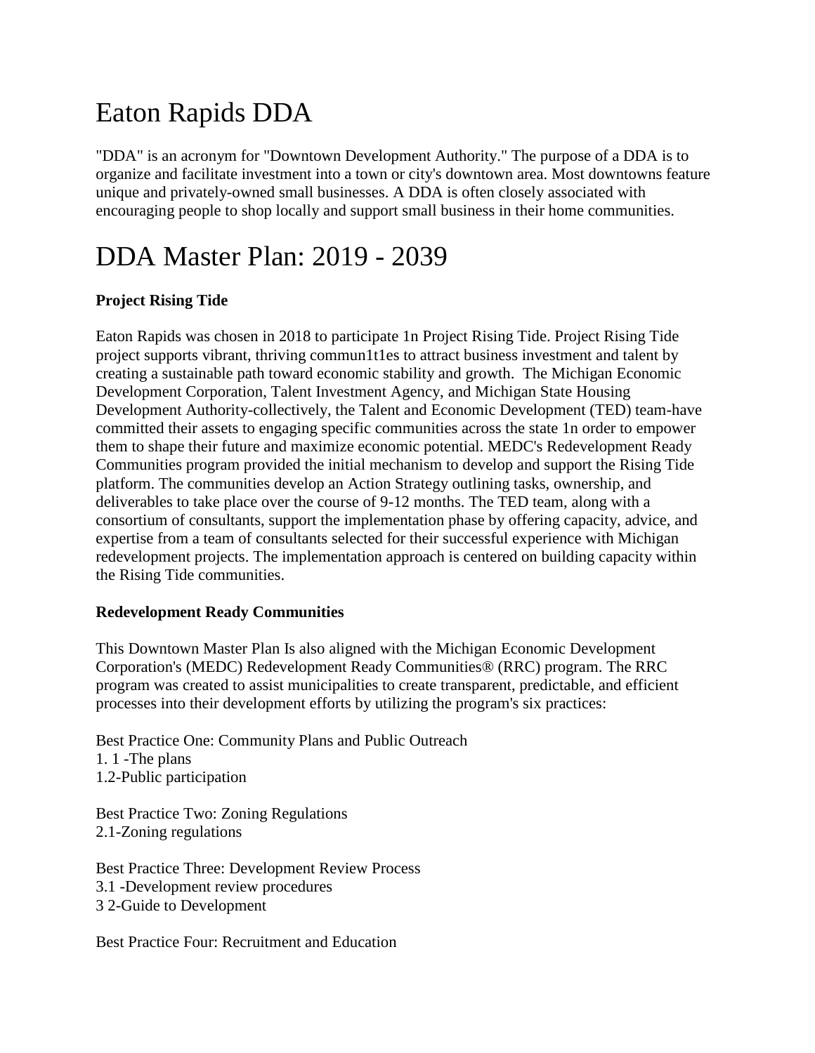# Eaton Rapids DDA

"DDA" is an acronym for "Downtown Development Authority." The purpose of a DDA is to organize and facilitate investment into a town or city's downtown area. Most downtowns feature unique and privately-owned small businesses. A DDA is often closely associated with encouraging people to shop locally and support small business in their home communities.

# DDA Master Plan: 2019 - 2039

**Project Rising Tide**

Eaton Rapids was chosen in 2018 to participate 1n Project Rising Tide. Project Rising Tide project supports vibrant, thriving commun1t1es to attract business investment and talent by creating a sustainable path toward economic stability and growth. The Michigan Economic Development Corporation, Talent Investment Agency, and Michigan State Housing Development Authority-collectively, the Talent and Economic Development (TED) team-have committed their assets to engaging specific communities across the state 1n order to empower them to shape their future and maximize economic potential. MEDC's Redevelopment Ready Communities program provided the initial mechanism to develop and support the Rising Tide platform. The communities develop an Action Strategy outlining tasks, ownership, and deliverables to take place over the course of 9-12 months. The TED team, along with a consortium of consultants, support the implementation phase by offering capacity, advice, and expertise from a team of consultants selected for their successful experience with Michigan redevelopment projects. The implementation approach is centered on building capacity within the Rising Tide communities.

**Redevelopment Ready Communities**

This Downtown Master Plan Is also aligned with the Michigan Economic Development Corporation's (MEDC) Redevelopment Ready Communities® (RRC) program. The RRC program was created to assist municipalities to create transparent, predictable, and efficient processes into their development efforts by utilizing the program's six practices:

Best Practice One: Community Plans and Public Outreach
1. 1 -The plans
1.2-Public participation

Best Practice Two: Zoning Regulations
2.1-Zoning regulations

Best Practice Three: Development Review Process
3.1 -Development review procedures
3 2-Guide to Development

Best Practice Four: Recruitment and Education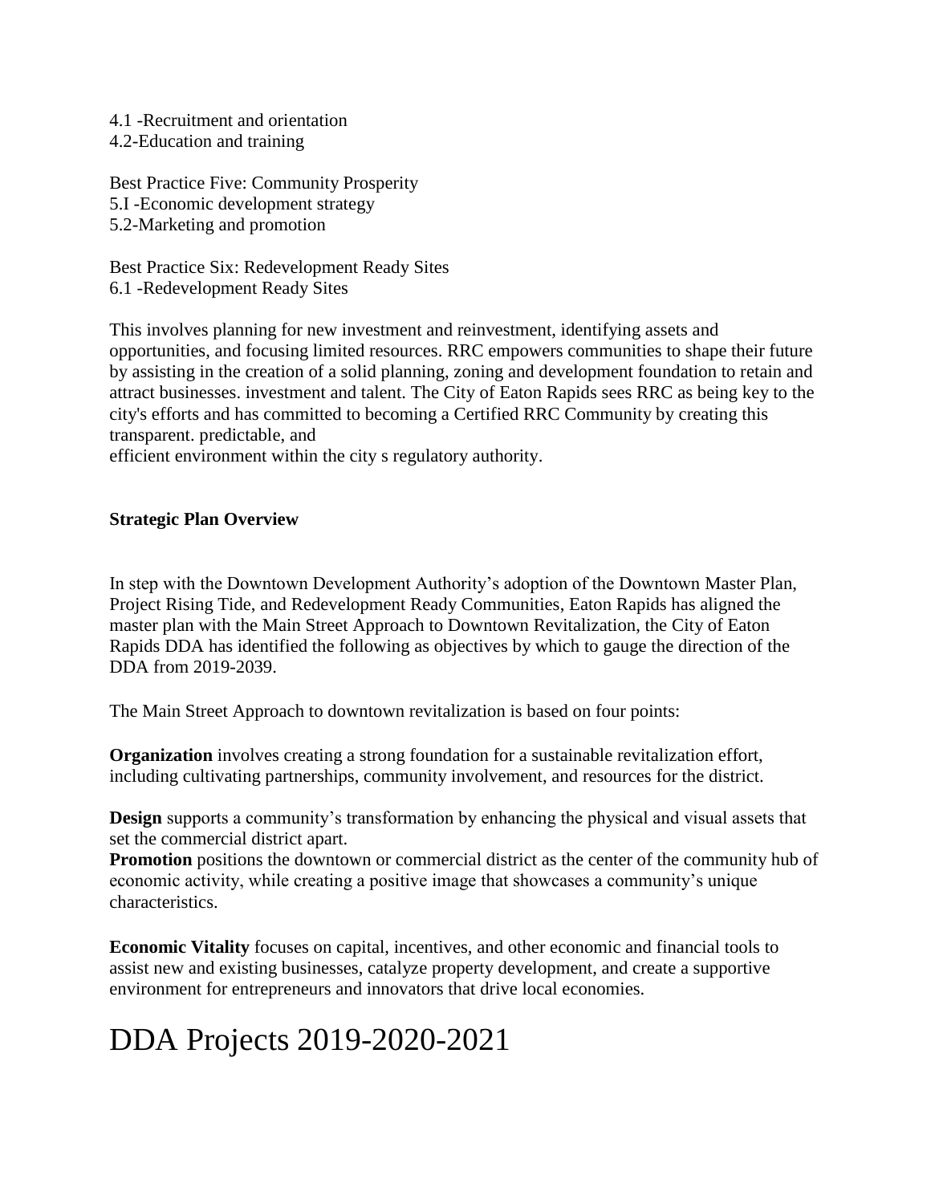4.1 -Recruitment and orientation
4.2-Education and training

Best Practice Five: Community Prosperity
5.I -Economic development strategy
5.2-Marketing and promotion

Best Practice Six: Redevelopment Ready Sites
6.1 -Redevelopment Ready Sites

This involves planning for new investment and reinvestment, identifying assets and opportunities, and focusing limited resources. RRC empowers communities to shape their future by assisting in the creation of a solid planning, zoning and development foundation to retain and attract businesses. investment and talent. The City of Eaton Rapids sees RRC as being key to the city's efforts and has committed to becoming a Certified RRC Community by creating this transparent. predictable, and
efficient environment within the city s regulatory authority.

**Strategic Plan Overview**

In step with the Downtown Development Authority's adoption of the Downtown Master Plan, Project Rising Tide, and Redevelopment Ready Communities, Eaton Rapids has aligned the master plan with the Main Street Approach to Downtown Revitalization, the City of Eaton Rapids DDA has identified the following as objectives by which to gauge the direction of the DDA from 2019-2039.

The Main Street Approach to downtown revitalization is based on four points:

**Organization** involves creating a strong foundation for a sustainable revitalization effort, including cultivating partnerships, community involvement, and resources for the district.

**Design** supports a community's transformation by enhancing the physical and visual assets that set the commercial district apart.
**Promotion** positions the downtown or commercial district as the center of the community hub of economic activity, while creating a positive image that showcases a community's unique characteristics.

**Economic Vitality** focuses on capital, incentives, and other economic and financial tools to assist new and existing businesses, catalyze property development, and create a supportive environment for entrepreneurs and innovators that drive local economies.

# DDA Projects 2019-2020-2021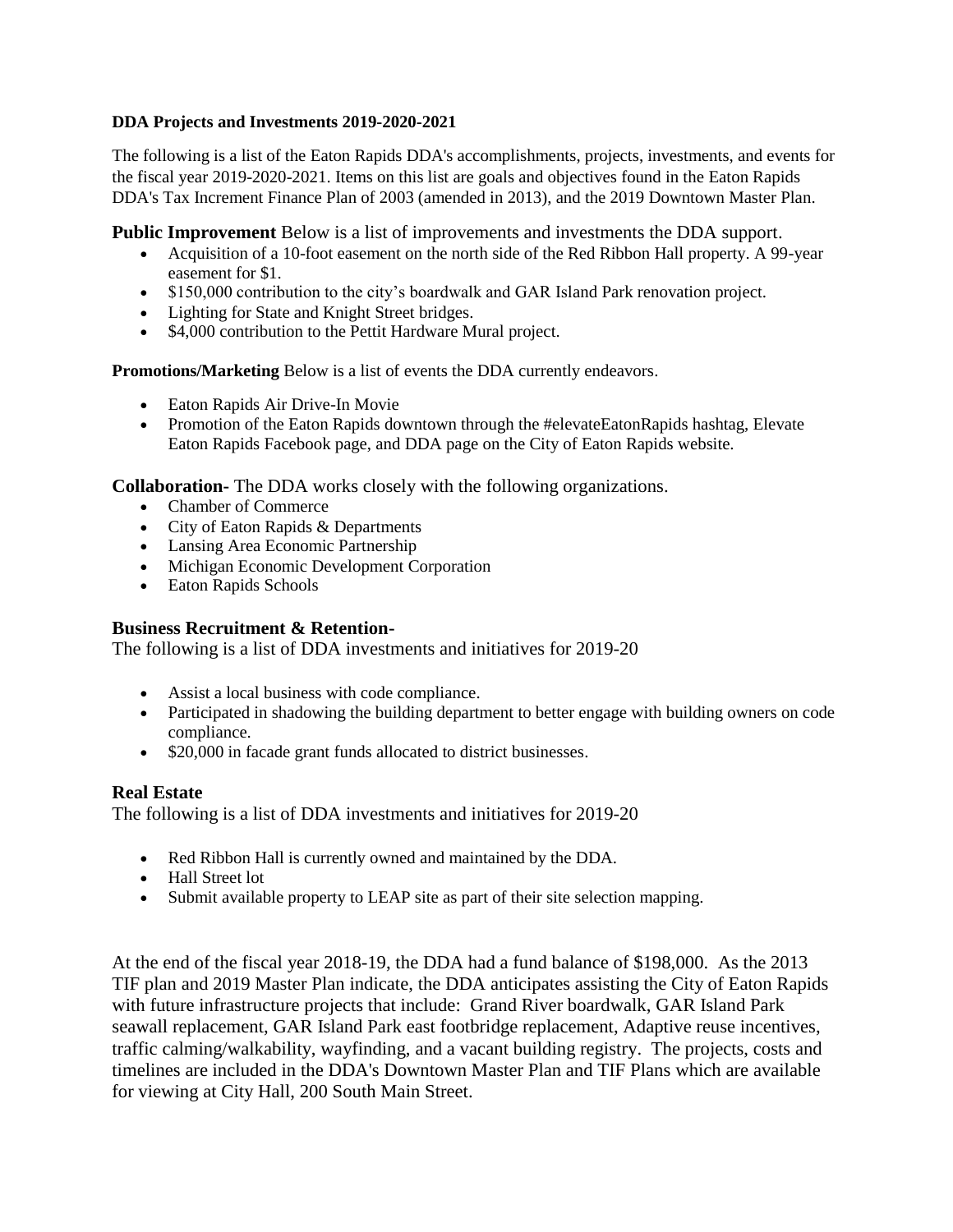**DDA Projects and Investments 2019-2020-2021**

The following is a list of the Eaton Rapids DDA's accomplishments, projects, investments, and events for the fiscal year 2019-2020-2021. Items on this list are goals and objectives found in the Eaton Rapids DDA's Tax Increment Finance Plan of 2003 (amended in 2013), and the 2019 Downtown Master Plan.

**Public Improvement** Below is a list of improvements and investments the DDA support.

- Acquisition of a 10-foot easement on the north side of the Red Ribbon Hall property. A 99-year easement for $1.
- $150,000 contribution to the city's boardwalk and GAR Island Park renovation project.
- Lighting for State and Knight Street bridges.
- $4,000 contribution to the Pettit Hardware Mural project.

**Promotions/Marketing** Below is a list of events the DDA currently endeavors.

- Eaton Rapids Air Drive-In Movie
- Promotion of the Eaton Rapids downtown through the #elevateEatonRapids hashtag, Elevate Eaton Rapids Facebook page, and DDA page on the City of Eaton Rapids website.

**Collaboration-** The DDA works closely with the following organizations.

- Chamber of Commerce
- City of Eaton Rapids & Departments
- Lansing Area Economic Partnership
- Michigan Economic Development Corporation
- Eaton Rapids Schools

**Business Recruitment & Retention-**

The following is a list of DDA investments and initiatives for 2019-20

- Assist a local business with code compliance.
- Participated in shadowing the building department to better engage with building owners on code compliance.
- $20,000 in facade grant funds allocated to district businesses.

**Real Estate**

The following is a list of DDA investments and initiatives for 2019-20

- Red Ribbon Hall is currently owned and maintained by the DDA.
- Hall Street lot
- Submit available property to LEAP site as part of their site selection mapping.

At the end of the fiscal year 2018-19, the DDA had a fund balance of $198,000. As the 2013 TIF plan and 2019 Master Plan indicate, the DDA anticipates assisting the City of Eaton Rapids with future infrastructure projects that include: Grand River boardwalk, GAR Island Park seawall replacement, GAR Island Park east footbridge replacement, Adaptive reuse incentives, traffic calming/walkability, wayfinding, and a vacant building registry. The projects, costs and timelines are included in the DDA's Downtown Master Plan and TIF Plans which are available for viewing at City Hall, 200 South Main Street.